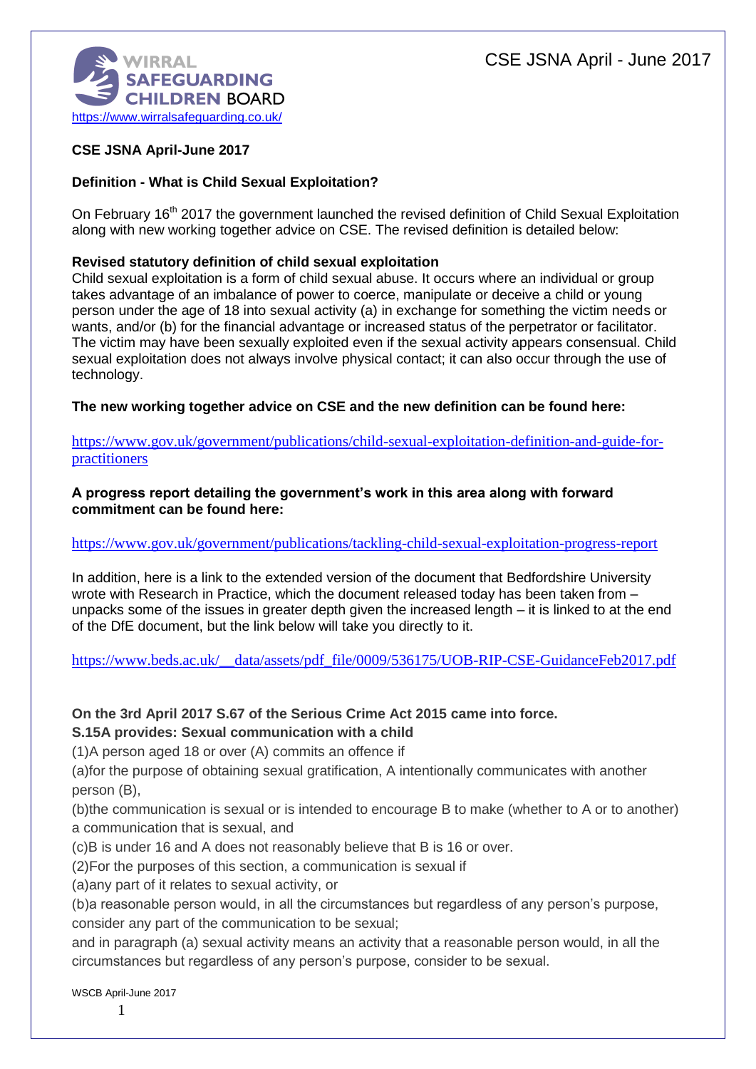WIRRAL SAFEGUARDING CHILDREN BOARD

https://www.wirralsafeguarding.co.uk/

# CSE JSNA April-June 2017

## Definition - What is Child Sexual Exploitation?

On February 16th 2017 the government launched the revised definition of Child Sexual Exploitation along with new working together advice on CSE. The revised definition is detailed below:

**Revised statutory definition of child sexual exploitation**

Child sexual exploitation is a form of child sexual abuse. It occurs where an individual or group takes advantage of an imbalance of power to coerce, manipulate or deceive a child or young person under the age of 18 into sexual activity (a) in exchange for something the victim needs or wants, and/or (b) for the financial advantage or increased status of the perpetrator or facilitator. The victim may have been sexually exploited even if the sexual activity appears consensual. Child sexual exploitation does not always involve physical contact; it can also occur through the use of technology.

**The new working together advice on CSE and the new definition can be found here:**

https://www.gov.uk/government/publications/child-sexual-exploitation-definition-and-guide-for-practitioners

**A progress report detailing the government's work in this area along with forward commitment can be found here:**

https://www.gov.uk/government/publications/tackling-child-sexual-exploitation-progress-report

In addition, here is a link to the extended version of the document that Bedfordshire University wrote with Research in Practice, which the document released today has been taken from – unpacks some of the issues in greater depth given the increased length – it is linked to at the end of the DfE document, but the link below will take you directly to it.

https://www.beds.ac.uk/__data/assets/pdf_file/0009/536175/UOB-RIP-CSE-GuidanceFeb2017.pdf

**On the 3rd April 2017 S.67 of the Serious Crime Act 2015 came into force.**
**S.15A provides: Sexual communication with a child**

(1)A person aged 18 or over (A) commits an offence if

(a)for the purpose of obtaining sexual gratification, A intentionally communicates with another person (B),

(b)the communication is sexual or is intended to encourage B to make (whether to A or to another) a communication that is sexual, and

(c)B is under 16 and A does not reasonably believe that B is 16 or over.

(2)For the purposes of this section, a communication is sexual if

(a)any part of it relates to sexual activity, or

(b)a reasonable person would, in all the circumstances but regardless of any person's purpose, consider any part of the communication to be sexual;

and in paragraph (a) sexual activity means an activity that a reasonable person would, in all the circumstances but regardless of any person's purpose, consider to be sexual.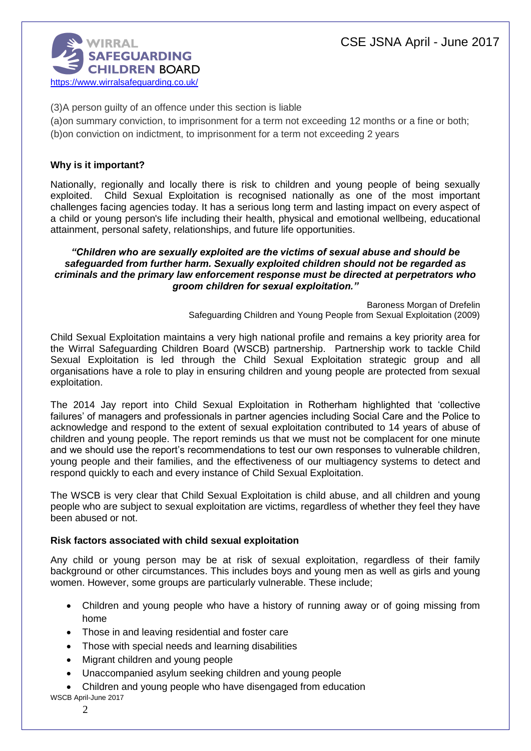(3)A person guilty of an offence under this section is liable

(a)on summary conviction, to imprisonment for a term not exceeding 12 months or a fine or both;

(b)on conviction on indictment, to imprisonment for a term not exceeding 2 years

**Why is it important?**

Nationally, regionally and locally there is risk to children and young people of being sexually exploited. Child Sexual Exploitation is recognised nationally as one of the most important challenges facing agencies today. It has a serious long term and lasting impact on every aspect of a child or young person's life including their health, physical and emotional wellbeing, educational attainment, personal safety, relationships, and future life opportunities.

***"Children who are sexually exploited are the victims of sexual abuse and should be safeguarded from further harm. Sexually exploited children should not be regarded as criminals and the primary law enforcement response must be directed at perpetrators who groom children for sexual exploitation."***

Baroness Morgan of Drefelin
Safeguarding Children and Young People from Sexual Exploitation (2009)

Child Sexual Exploitation maintains a very high national profile and remains a key priority area for the Wirral Safeguarding Children Board (WSCB) partnership. Partnership work to tackle Child Sexual Exploitation is led through the Child Sexual Exploitation strategic group and all organisations have a role to play in ensuring children and young people are protected from sexual exploitation.

The 2014 Jay report into Child Sexual Exploitation in Rotherham highlighted that 'collective failures' of managers and professionals in partner agencies including Social Care and the Police to acknowledge and respond to the extent of sexual exploitation contributed to 14 years of abuse of children and young people. The report reminds us that we must not be complacent for one minute and we should use the report's recommendations to test our own responses to vulnerable children, young people and their families, and the effectiveness of our multiagency systems to detect and respond quickly to each and every instance of Child Sexual Exploitation.

The WSCB is very clear that Child Sexual Exploitation is child abuse, and all children and young people who are subject to sexual exploitation are victims, regardless of whether they feel they have been abused or not.

**Risk factors associated with child sexual exploitation**

Any child or young person may be at risk of sexual exploitation, regardless of their family background or other circumstances. This includes boys and young men as well as girls and young women. However, some groups are particularly vulnerable. These include;

- Children and young people who have a history of running away or of going missing from home
- Those in and leaving residential and foster care
- Those with special needs and learning disabilities
- Migrant children and young people
- Unaccompanied asylum seeking children and young people
- Children and young people who have disengaged from education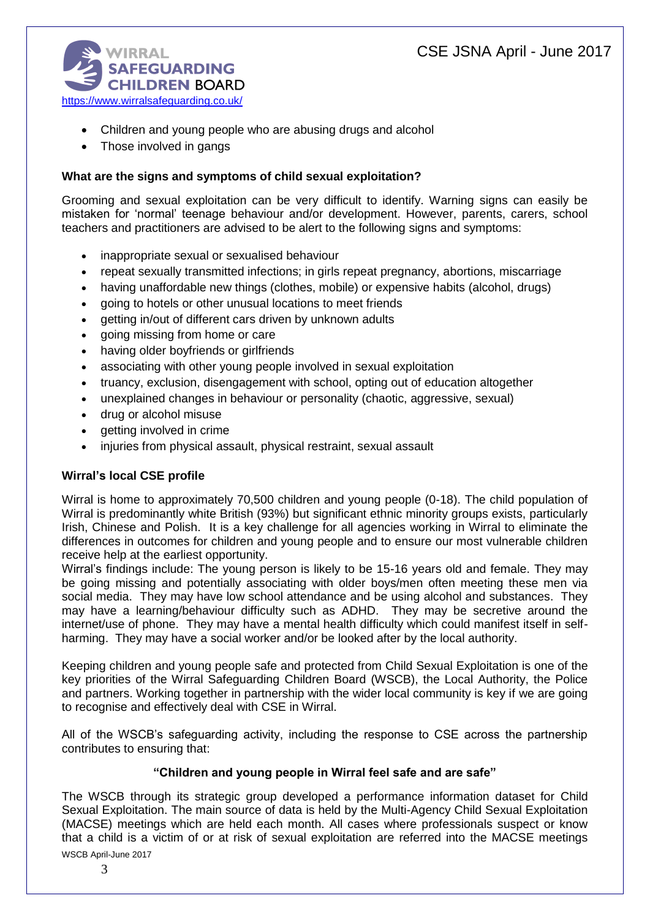- Children and young people who are abusing drugs and alcohol
- Those involved in gangs

**What are the signs and symptoms of child sexual exploitation?**

Grooming and sexual exploitation can be very difficult to identify. Warning signs can easily be mistaken for 'normal' teenage behaviour and/or development. However, parents, carers, school teachers and practitioners are advised to be alert to the following signs and symptoms:

- inappropriate sexual or sexualised behaviour
- repeat sexually transmitted infections; in girls repeat pregnancy, abortions, miscarriage
- having unaffordable new things (clothes, mobile) or expensive habits (alcohol, drugs)
- going to hotels or other unusual locations to meet friends
- getting in/out of different cars driven by unknown adults
- going missing from home or care
- having older boyfriends or girlfriends
- associating with other young people involved in sexual exploitation
- truancy, exclusion, disengagement with school, opting out of education altogether
- unexplained changes in behaviour or personality (chaotic, aggressive, sexual)
- drug or alcohol misuse
- getting involved in crime
- injuries from physical assault, physical restraint, sexual assault

**Wirral's local CSE profile**

Wirral is home to approximately 70,500 children and young people (0-18). The child population of Wirral is predominantly white British (93%) but significant ethnic minority groups exists, particularly Irish, Chinese and Polish. It is a key challenge for all agencies working in Wirral to eliminate the differences in outcomes for children and young people and to ensure our most vulnerable children receive help at the earliest opportunity.
Wirral's findings include: The young person is likely to be 15-16 years old and female. They may be going missing and potentially associating with older boys/men often meeting these men via social media. They may have low school attendance and be using alcohol and substances. They may have a learning/behaviour difficulty such as ADHD. They may be secretive around the internet/use of phone. They may have a mental health difficulty which could manifest itself in self-harming. They may have a social worker and/or be looked after by the local authority.

Keeping children and young people safe and protected from Child Sexual Exploitation is one of the key priorities of the Wirral Safeguarding Children Board (WSCB), the Local Authority, the Police and partners. Working together in partnership with the wider local community is key if we are going to recognise and effectively deal with CSE in Wirral.

All of the WSCB's safeguarding activity, including the response to CSE across the partnership contributes to ensuring that:

**"Children and young people in Wirral feel safe and are safe"**

The WSCB through its strategic group developed a performance information dataset for Child Sexual Exploitation. The main source of data is held by the Multi-Agency Child Sexual Exploitation (MACSE) meetings which are held each month. All cases where professionals suspect or know that a child is a victim of or at risk of sexual exploitation are referred into the MACSE meetings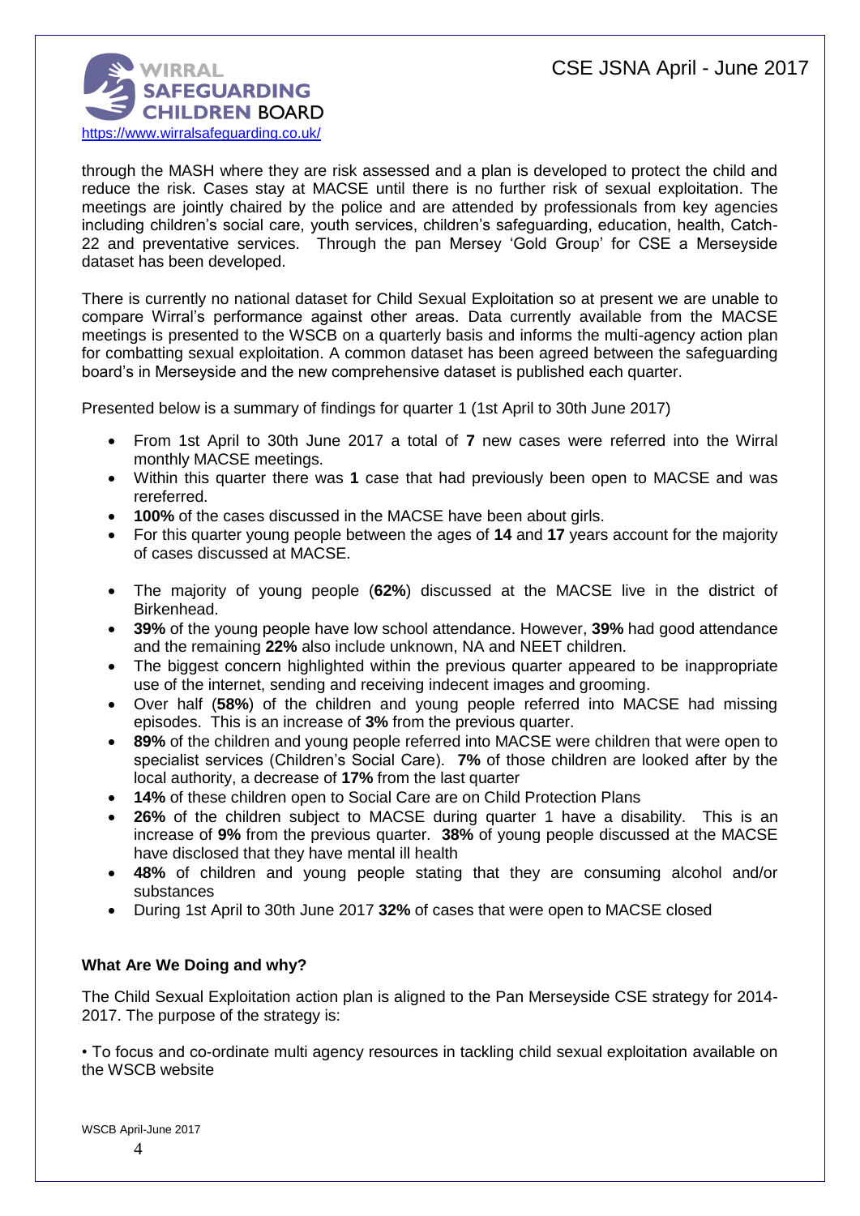through the MASH where they are risk assessed and a plan is developed to protect the child and reduce the risk. Cases stay at MACSE until there is no further risk of sexual exploitation. The meetings are jointly chaired by the police and are attended by professionals from key agencies including children's social care, youth services, children's safeguarding, education, health, Catch-22 and preventative services. Through the pan Mersey 'Gold Group' for CSE a Merseyside dataset has been developed.

There is currently no national dataset for Child Sexual Exploitation so at present we are unable to compare Wirral's performance against other areas. Data currently available from the MACSE meetings is presented to the WSCB on a quarterly basis and informs the multi-agency action plan for combatting sexual exploitation. A common dataset has been agreed between the safeguarding board's in Merseyside and the new comprehensive dataset is published each quarter.

Presented below is a summary of findings for quarter 1 (1st April to 30th June 2017)

- From 1st April to 30th June 2017 a total of **7** new cases were referred into the Wirral monthly MACSE meetings.
- Within this quarter there was **1** case that had previously been open to MACSE and was rereferred.
- **100%** of the cases discussed in the MACSE have been about girls.
- For this quarter young people between the ages of **14** and **17** years account for the majority of cases discussed at MACSE.
- The majority of young people (**62%**) discussed at the MACSE live in the district of Birkenhead.
- **39%** of the young people have low school attendance. However, **39%** had good attendance and the remaining **22%** also include unknown, NA and NEET children.
- The biggest concern highlighted within the previous quarter appeared to be inappropriate use of the internet, sending and receiving indecent images and grooming.
- Over half (**58%**) of the children and young people referred into MACSE had missing episodes. This is an increase of **3%** from the previous quarter.
- **89%** of the children and young people referred into MACSE were children that were open to specialist services (Children's Social Care). **7%** of those children are looked after by the local authority, a decrease of **17%** from the last quarter
- **14%** of these children open to Social Care are on Child Protection Plans
- **26%** of the children subject to MACSE during quarter 1 have a disability. This is an increase of **9%** from the previous quarter. **38%** of young people discussed at the MACSE have disclosed that they have mental ill health
- **48%** of children and young people stating that they are consuming alcohol and/or substances
- During 1st April to 30th June 2017 **32%** of cases that were open to MACSE closed

**What Are We Doing and why?**

The Child Sexual Exploitation action plan is aligned to the Pan Merseyside CSE strategy for 2014-2017. The purpose of the strategy is:

• To focus and co-ordinate multi agency resources in tackling child sexual exploitation available on the WSCB website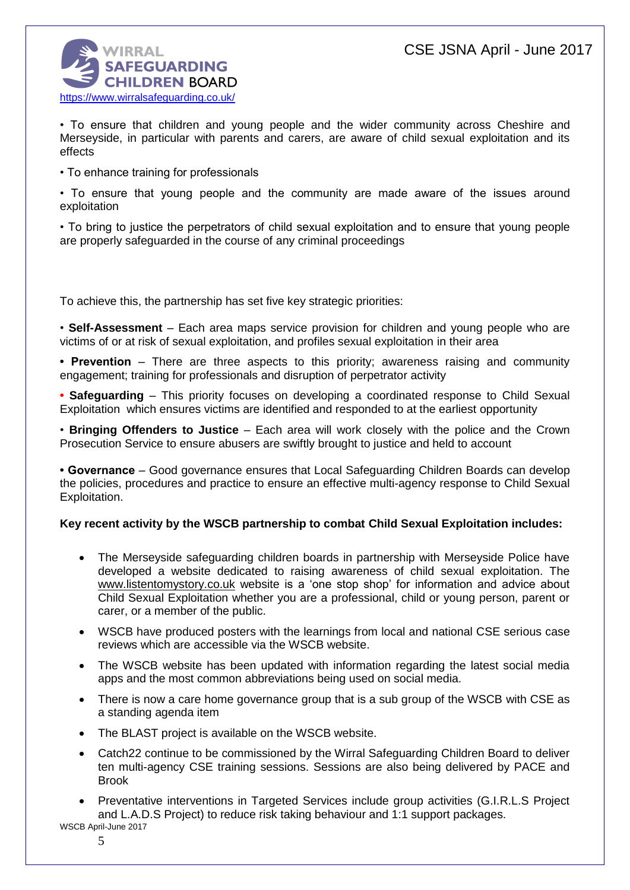- To ensure that children and young people and the wider community across Cheshire and Merseyside, in particular with parents and carers, are aware of child sexual exploitation and its effects
- To enhance training for professionals
- To ensure that young people and the community are made aware of the issues around exploitation
- To bring to justice the perpetrators of child sexual exploitation and to ensure that young people are properly safeguarded in the course of any criminal proceedings

To achieve this, the partnership has set five key strategic priorities:

- **Self-Assessment** – Each area maps service provision for children and young people who are victims of or at risk of sexual exploitation, and profiles sexual exploitation in their area
- **Prevention** – There are three aspects to this priority; awareness raising and community engagement; training for professionals and disruption of perpetrator activity
- **Safeguarding** – This priority focuses on developing a coordinated response to Child Sexual Exploitation which ensures victims are identified and responded to at the earliest opportunity
- **Bringing Offenders to Justice** – Each area will work closely with the police and the Crown Prosecution Service to ensure abusers are swiftly brought to justice and held to account
- **Governance** – Good governance ensures that Local Safeguarding Children Boards can develop the policies, procedures and practice to ensure an effective multi-agency response to Child Sexual Exploitation.

**Key recent activity by the WSCB partnership to combat Child Sexual Exploitation includes:**

- The Merseyside safeguarding children boards in partnership with Merseyside Police have developed a website dedicated to raising awareness of child sexual exploitation. The www.listentomystory.co.uk website is a 'one stop shop' for information and advice about Child Sexual Exploitation whether you are a professional, child or young person, parent or carer, or a member of the public.
- WSCB have produced posters with the learnings from local and national CSE serious case reviews which are accessible via the WSCB website.
- The WSCB website has been updated with information regarding the latest social media apps and the most common abbreviations being used on social media.
- There is now a care home governance group that is a sub group of the WSCB with CSE as a standing agenda item
- The BLAST project is available on the WSCB website.
- Catch22 continue to be commissioned by the Wirral Safeguarding Children Board to deliver ten multi-agency CSE training sessions. Sessions are also being delivered by PACE and Brook
- Preventative interventions in Targeted Services include group activities (G.I.R.L.S Project and L.A.D.S Project) to reduce risk taking behaviour and 1:1 support packages.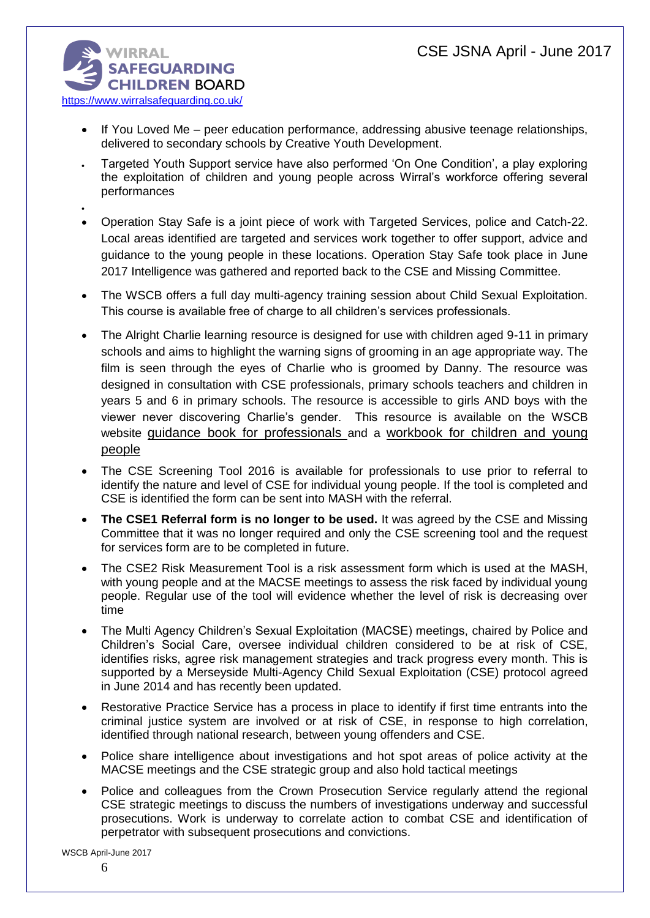- If You Loved Me – peer education performance, addressing abusive teenage relationships, delivered to secondary schools by Creative Youth Development.
- Targeted Youth Support service have also performed 'On One Condition', a play exploring the exploitation of children and young people across Wirral's workforce offering several performances
- Operation Stay Safe is a joint piece of work with Targeted Services, police and Catch-22. Local areas identified are targeted and services work together to offer support, advice and guidance to the young people in these locations. Operation Stay Safe took place in June 2017 Intelligence was gathered and reported back to the CSE and Missing Committee.
- The WSCB offers a full day multi-agency training session about Child Sexual Exploitation. This course is available free of charge to all children's services professionals.
- The Alright Charlie learning resource is designed for use with children aged 9-11 in primary schools and aims to highlight the warning signs of grooming in an age appropriate way. The film is seen through the eyes of Charlie who is groomed by Danny. The resource was designed in consultation with CSE professionals, primary schools teachers and children in years 5 and 6 in primary schools. The resource is accessible to girls AND boys with the viewer never discovering Charlie's gender. This resource is available on the WSCB website guidance book for professionals and a workbook for children and young people
- The CSE Screening Tool 2016 is available for professionals to use prior to referral to identify the nature and level of CSE for individual young people. If the tool is completed and CSE is identified the form can be sent into MASH with the referral.
- **The CSE1 Referral form is no longer to be used.** It was agreed by the CSE and Missing Committee that it was no longer required and only the CSE screening tool and the request for services form are to be completed in future.
- The CSE2 Risk Measurement Tool is a risk assessment form which is used at the MASH, with young people and at the MACSE meetings to assess the risk faced by individual young people. Regular use of the tool will evidence whether the level of risk is decreasing over time
- The Multi Agency Children's Sexual Exploitation (MACSE) meetings, chaired by Police and Children's Social Care, oversee individual children considered to be at risk of CSE, identifies risks, agree risk management strategies and track progress every month. This is supported by a Merseyside Multi-Agency Child Sexual Exploitation (CSE) protocol agreed in June 2014 and has recently been updated.
- Restorative Practice Service has a process in place to identify if first time entrants into the criminal justice system are involved or at risk of CSE, in response to high correlation, identified through national research, between young offenders and CSE.
- Police share intelligence about investigations and hot spot areas of police activity at the MACSE meetings and the CSE strategic group and also hold tactical meetings
- Police and colleagues from the Crown Prosecution Service regularly attend the regional CSE strategic meetings to discuss the numbers of investigations underway and successful prosecutions. Work is underway to correlate action to combat CSE and identification of perpetrator with subsequent prosecutions and convictions.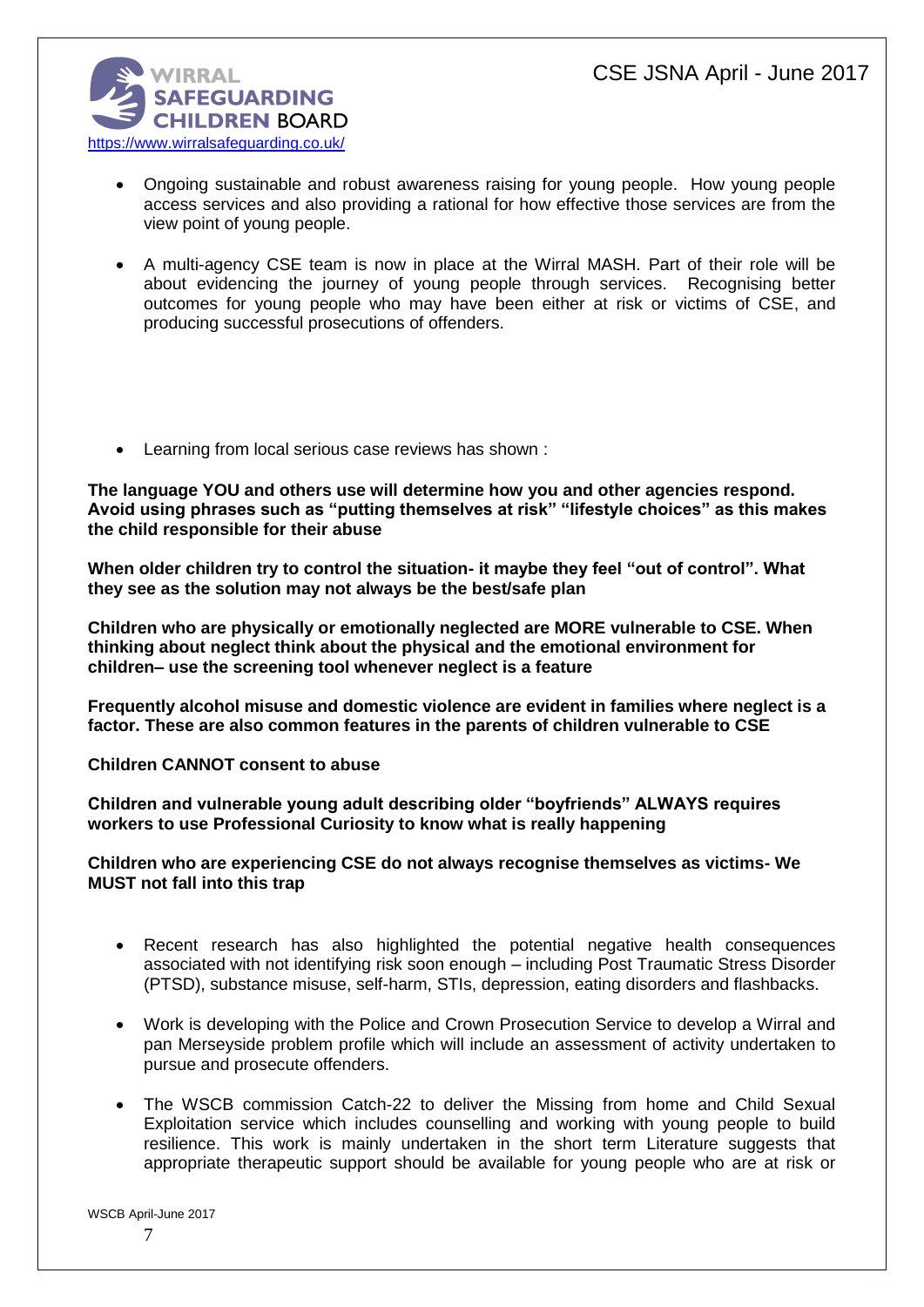- Ongoing sustainable and robust awareness raising for young people. How young people access services and also providing a rational for how effective those services are from the view point of young people.

- A multi-agency CSE team is now in place at the Wirral MASH. Part of their role will be about evidencing the journey of young people through services. Recognising better outcomes for young people who may have been either at risk or victims of CSE, and producing successful prosecutions of offenders.

- Learning from local serious case reviews has shown :

**The language YOU and others use will determine how you and other agencies respond. Avoid using phrases such as "putting themselves at risk" "lifestyle choices" as this makes the child responsible for their abuse**

**When older children try to control the situation- it maybe they feel "out of control". What they see as the solution may not always be the best/safe plan**

**Children who are physically or emotionally neglected are MORE vulnerable to CSE. When thinking about neglect think about the physical and the emotional environment for children– use the screening tool whenever neglect is a feature**

**Frequently alcohol misuse and domestic violence are evident in families where neglect is a factor. These are also common features in the parents of children vulnerable to CSE**

**Children CANNOT consent to abuse**

**Children and vulnerable young adult describing older "boyfriends" ALWAYS requires workers to use Professional Curiosity to know what is really happening**

**Children who are experiencing CSE do not always recognise themselves as victims- We MUST not fall into this trap**

- Recent research has also highlighted the potential negative health consequences associated with not identifying risk soon enough – including Post Traumatic Stress Disorder (PTSD), substance misuse, self-harm, STIs, depression, eating disorders and flashbacks.

- Work is developing with the Police and Crown Prosecution Service to develop a Wirral and pan Merseyside problem profile which will include an assessment of activity undertaken to pursue and prosecute offenders.

- The WSCB commission Catch-22 to deliver the Missing from home and Child Sexual Exploitation service which includes counselling and working with young people to build resilience. This work is mainly undertaken in the short term Literature suggests that appropriate therapeutic support should be available for young people who are at risk or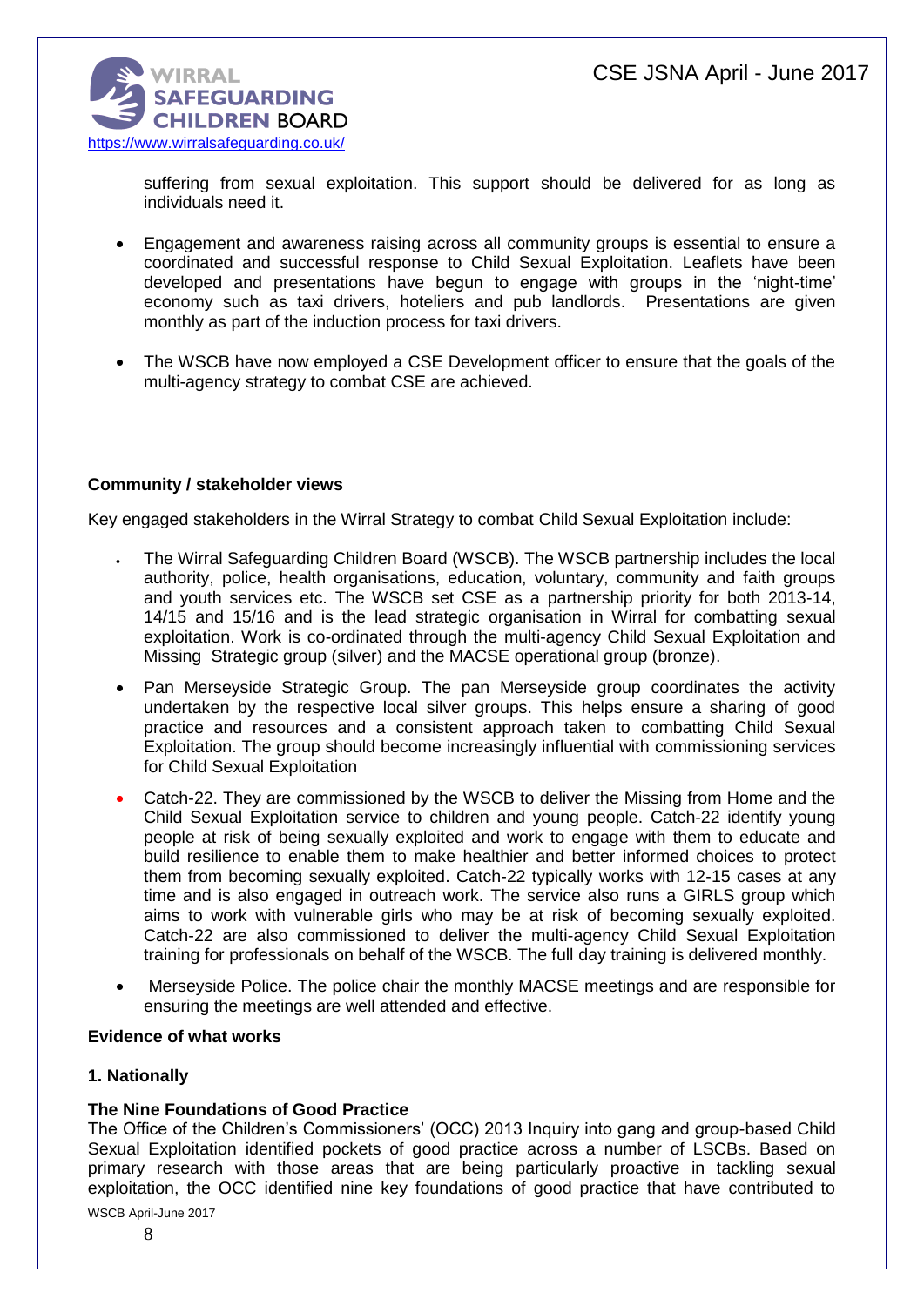suffering from sexual exploitation. This support should be delivered for as long as individuals need it.

- Engagement and awareness raising across all community groups is essential to ensure a coordinated and successful response to Child Sexual Exploitation. Leaflets have been developed and presentations have begun to engage with groups in the 'night-time' economy such as taxi drivers, hoteliers and pub landlords. Presentations are given monthly as part of the induction process for taxi drivers.
- The WSCB have now employed a CSE Development officer to ensure that the goals of the multi-agency strategy to combat CSE are achieved.

**Community / stakeholder views**

Key engaged stakeholders in the Wirral Strategy to combat Child Sexual Exploitation include:

- The Wirral Safeguarding Children Board (WSCB). The WSCB partnership includes the local authority, police, health organisations, education, voluntary, community and faith groups and youth services etc. The WSCB set CSE as a partnership priority for both 2013-14, 14/15 and 15/16 and is the lead strategic organisation in Wirral for combatting sexual exploitation. Work is co-ordinated through the multi-agency Child Sexual Exploitation and Missing Strategic group (silver) and the MACSE operational group (bronze).
- Pan Merseyside Strategic Group. The pan Merseyside group coordinates the activity undertaken by the respective local silver groups. This helps ensure a sharing of good practice and resources and a consistent approach taken to combatting Child Sexual Exploitation. The group should become increasingly influential with commissioning services for Child Sexual Exploitation
- Catch-22. They are commissioned by the WSCB to deliver the Missing from Home and the Child Sexual Exploitation service to children and young people. Catch-22 identify young people at risk of being sexually exploited and work to engage with them to educate and build resilience to enable them to make healthier and better informed choices to protect them from becoming sexually exploited. Catch-22 typically works with 12-15 cases at any time and is also engaged in outreach work. The service also runs a GIRLS group which aims to work with vulnerable girls who may be at risk of becoming sexually exploited. Catch-22 are also commissioned to deliver the multi-agency Child Sexual Exploitation training for professionals on behalf of the WSCB. The full day training is delivered monthly.
- Merseyside Police. The police chair the monthly MACSE meetings and are responsible for ensuring the meetings are well attended and effective.

**Evidence of what works**

**1. Nationally**

**The Nine Foundations of Good Practice**

The Office of the Children's Commissioners' (OCC) 2013 Inquiry into gang and group-based Child Sexual Exploitation identified pockets of good practice across a number of LSCBs. Based on primary research with those areas that are being particularly proactive in tackling sexual exploitation, the OCC identified nine key foundations of good practice that have contributed to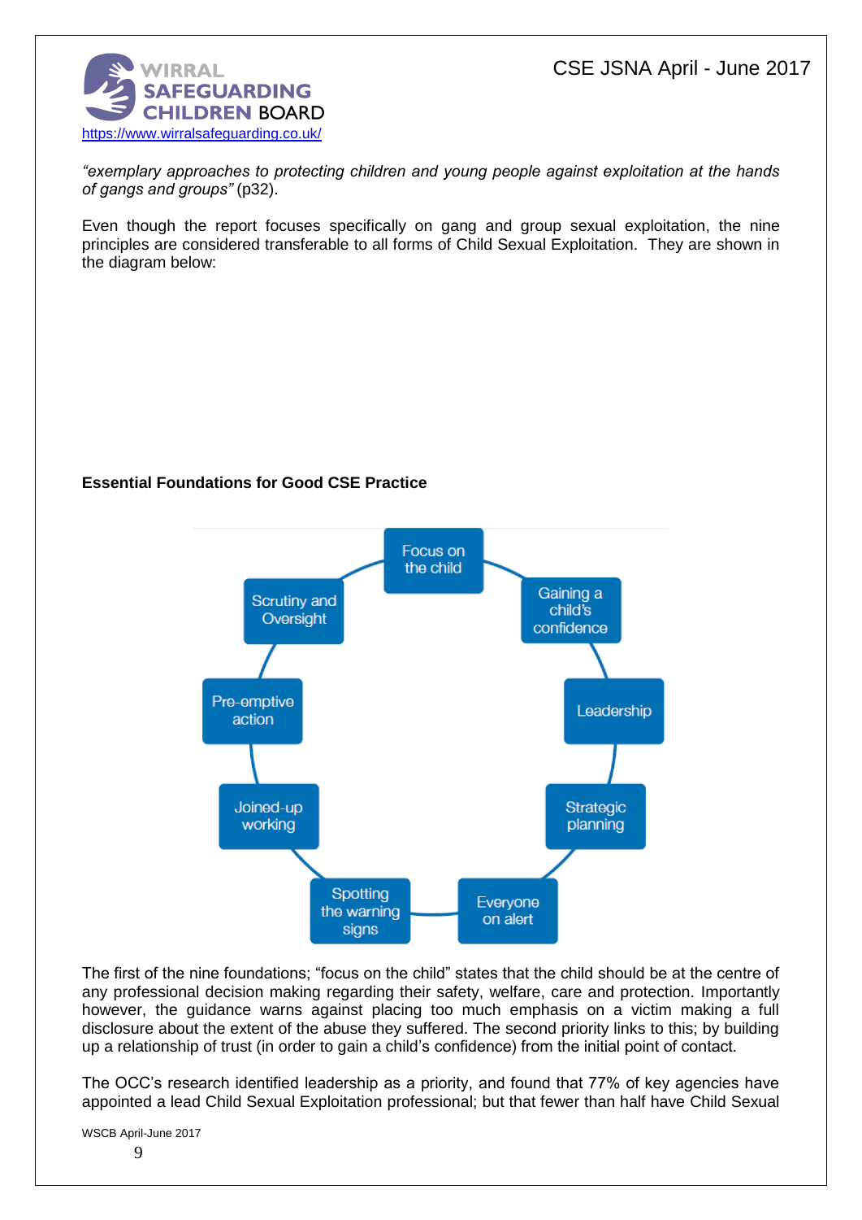*"exemplary approaches to protecting children and young people against exploitation at the hands of gangs and groups"* (p32).

Even though the report focuses specifically on gang and group sexual exploitation, the nine principles are considered transferable to all forms of Child Sexual Exploitation. They are shown in the diagram below:

**Essential Foundations for Good CSE Practice**

- Focus on the child
- Gaining a child's confidence
- Leadership
- Strategic planning
- Everyone on alert
- Spotting the warning signs
- Joined-up working
- Pre-emptive action
- Scrutiny and Oversight

The first of the nine foundations; "focus on the child" states that the child should be at the centre of any professional decision making regarding their safety, welfare, care and protection. Importantly however, the guidance warns against placing too much emphasis on a victim making a full disclosure about the extent of the abuse they suffered. The second priority links to this; by building up a relationship of trust (in order to gain a child's confidence) from the initial point of contact.

The OCC's research identified leadership as a priority, and found that 77% of key agencies have appointed a lead Child Sexual Exploitation professional; but that fewer than half have Child Sexual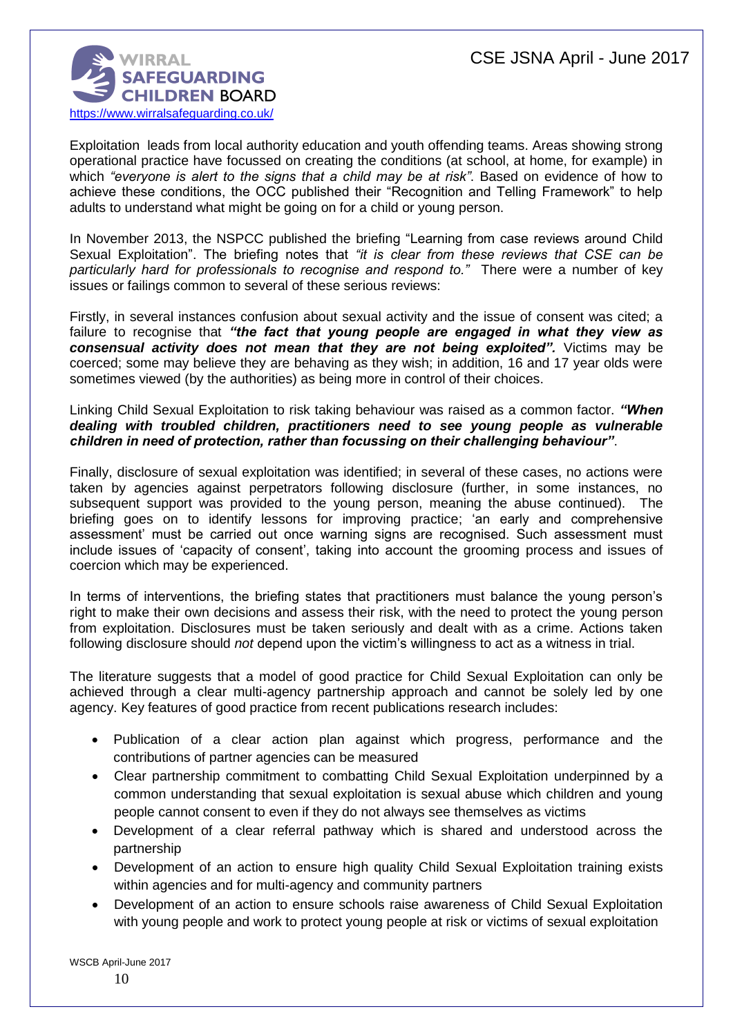Exploitation leads from local authority education and youth offending teams. Areas showing strong operational practice have focussed on creating the conditions (at school, at home, for example) in which *"everyone is alert to the signs that a child may be at risk"*. Based on evidence of how to achieve these conditions, the OCC published their "Recognition and Telling Framework" to help adults to understand what might be going on for a child or young person.

In November 2013, the NSPCC published the briefing "Learning from case reviews around Child Sexual Exploitation". The briefing notes that *"it is clear from these reviews that CSE can be particularly hard for professionals to recognise and respond to."* There were a number of key issues or failings common to several of these serious reviews:

Firstly, in several instances confusion about sexual activity and the issue of consent was cited; a failure to recognise that ***"the fact that young people are engaged in what they view as consensual activity does not mean that they are not being exploited".*** Victims may be coerced; some may believe they are behaving as they wish; in addition, 16 and 17 year olds were sometimes viewed (by the authorities) as being more in control of their choices.

Linking Child Sexual Exploitation to risk taking behaviour was raised as a common factor. ***"When dealing with troubled children, practitioners need to see young people as vulnerable children in need of protection, rather than focussing on their challenging behaviour"***.

Finally, disclosure of sexual exploitation was identified; in several of these cases, no actions were taken by agencies against perpetrators following disclosure (further, in some instances, no subsequent support was provided to the young person, meaning the abuse continued). The briefing goes on to identify lessons for improving practice; 'an early and comprehensive assessment' must be carried out once warning signs are recognised. Such assessment must include issues of 'capacity of consent', taking into account the grooming process and issues of coercion which may be experienced.

In terms of interventions, the briefing states that practitioners must balance the young person's right to make their own decisions and assess their risk, with the need to protect the young person from exploitation. Disclosures must be taken seriously and dealt with as a crime. Actions taken following disclosure should *not* depend upon the victim's willingness to act as a witness in trial.

The literature suggests that a model of good practice for Child Sexual Exploitation can only be achieved through a clear multi-agency partnership approach and cannot be solely led by one agency. Key features of good practice from recent publications research includes:

- Publication of a clear action plan against which progress, performance and the contributions of partner agencies can be measured
- Clear partnership commitment to combatting Child Sexual Exploitation underpinned by a common understanding that sexual exploitation is sexual abuse which children and young people cannot consent to even if they do not always see themselves as victims
- Development of a clear referral pathway which is shared and understood across the partnership
- Development of an action to ensure high quality Child Sexual Exploitation training exists within agencies and for multi-agency and community partners
- Development of an action to ensure schools raise awareness of Child Sexual Exploitation with young people and work to protect young people at risk or victims of sexual exploitation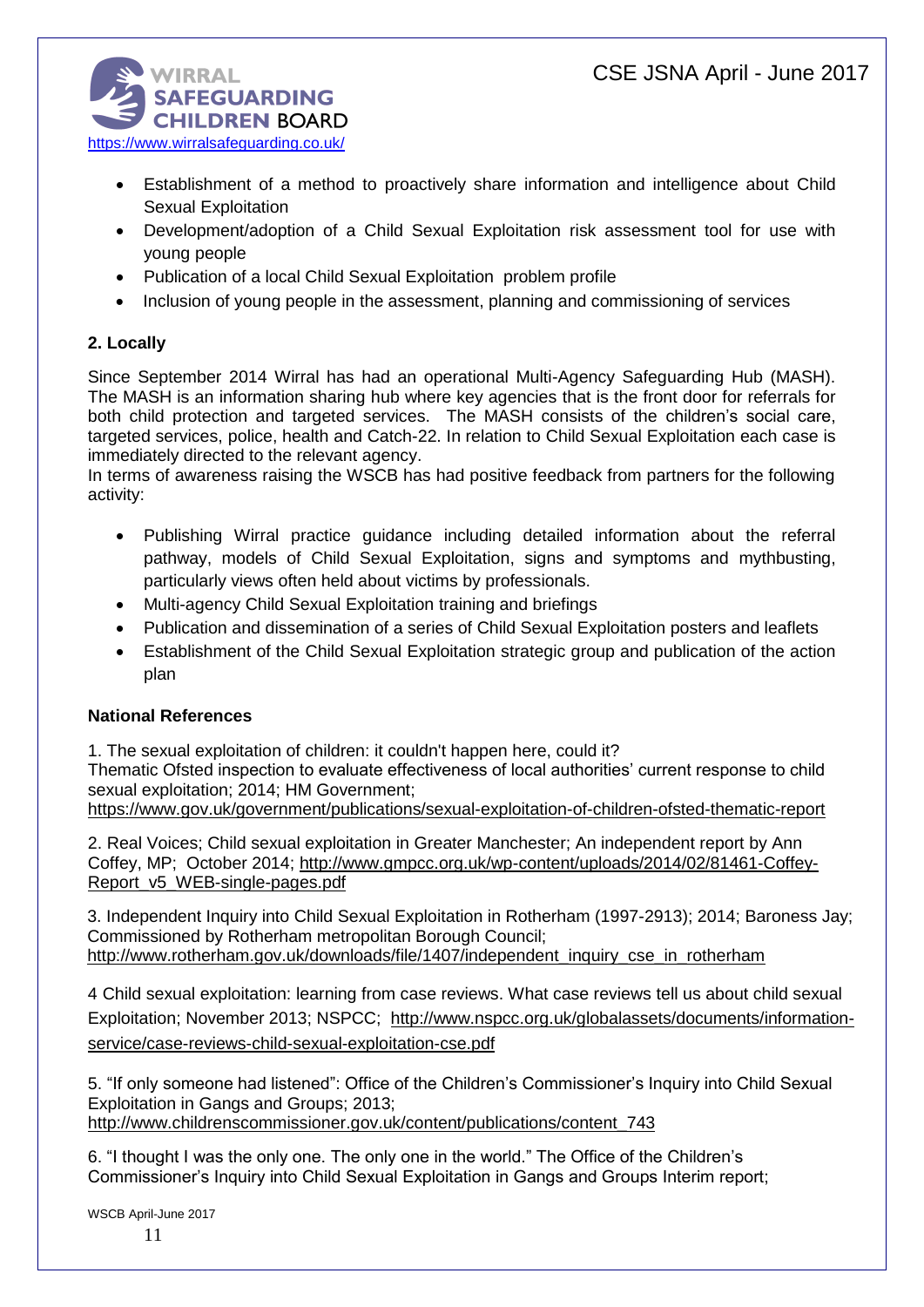- Establishment of a method to proactively share information and intelligence about Child Sexual Exploitation
- Development/adoption of a Child Sexual Exploitation risk assessment tool for use with young people
- Publication of a local Child Sexual Exploitation problem profile
- Inclusion of young people in the assessment, planning and commissioning of services

### 2. Locally

Since September 2014 Wirral has had an operational Multi-Agency Safeguarding Hub (MASH). The MASH is an information sharing hub where key agencies that is the front door for referrals for both child protection and targeted services. The MASH consists of the children's social care, targeted services, police, health and Catch-22. In relation to Child Sexual Exploitation each case is immediately directed to the relevant agency.

In terms of awareness raising the WSCB has had positive feedback from partners for the following activity:

- Publishing Wirral practice guidance including detailed information about the referral pathway, models of Child Sexual Exploitation, signs and symptoms and mythbusting, particularly views often held about victims by professionals.
- Multi-agency Child Sexual Exploitation training and briefings
- Publication and dissemination of a series of Child Sexual Exploitation posters and leaflets
- Establishment of the Child Sexual Exploitation strategic group and publication of the action plan

### National References

1. The sexual exploitation of children: it couldn't happen here, could it?
Thematic Ofsted inspection to evaluate effectiveness of local authorities' current response to child sexual exploitation; 2014; HM Government;
https://www.gov.uk/government/publications/sexual-exploitation-of-children-ofsted-thematic-report

2. Real Voices; Child sexual exploitation in Greater Manchester; An independent report by Ann Coffey, MP; October 2014; http://www.gmpcc.org.uk/wp-content/uploads/2014/02/81461-Coffey-Report_v5_WEB-single-pages.pdf

3. Independent Inquiry into Child Sexual Exploitation in Rotherham (1997-2913); 2014; Baroness Jay; Commissioned by Rotherham metropolitan Borough Council;
http://www.rotherham.gov.uk/downloads/file/1407/independent_inquiry_cse_in_rotherham

4 Child sexual exploitation: learning from case reviews. What case reviews tell us about child sexual Exploitation; November 2013; NSPCC; http://www.nspcc.org.uk/globalassets/documents/information-service/case-reviews-child-sexual-exploitation-cse.pdf

5. "If only someone had listened": Office of the Children's Commissioner's Inquiry into Child Sexual Exploitation in Gangs and Groups; 2013;
http://www.childrenscommissioner.gov.uk/content/publications/content_743

6. "I thought I was the only one. The only one in the world." The Office of the Children's Commissioner's Inquiry into Child Sexual Exploitation in Gangs and Groups Interim report;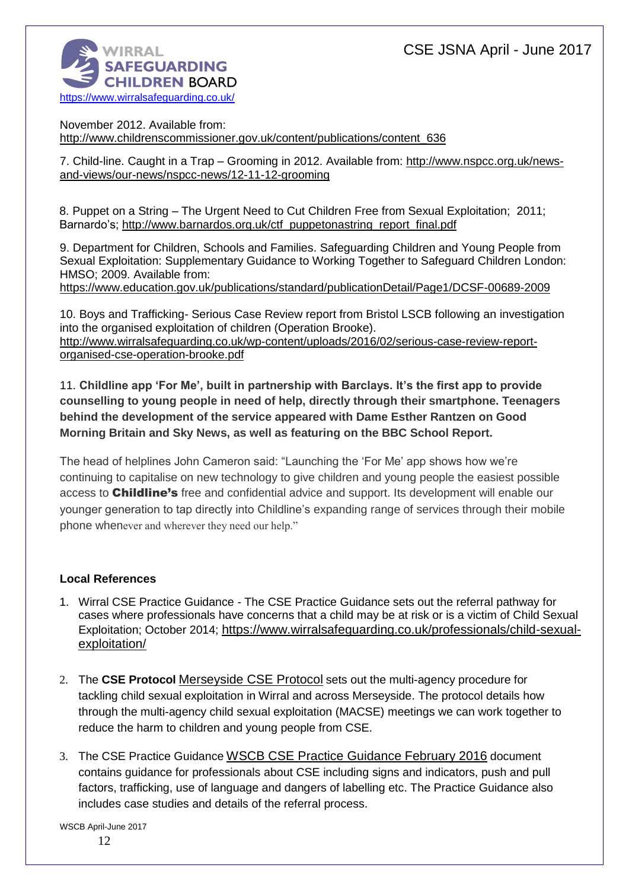November 2012. Available from: http://www.childrenscommissioner.gov.uk/content/publications/content_636

7. Child-line. Caught in a Trap – Grooming in 2012. Available from: http://www.nspcc.org.uk/news-and-views/our-news/nspcc-news/12-11-12-grooming

8. Puppet on a String – The Urgent Need to Cut Children Free from Sexual Exploitation; 2011; Barnardo's; http://www.barnardos.org.uk/ctf_puppetonastring_report_final.pdf

9. Department for Children, Schools and Families. Safeguarding Children and Young People from Sexual Exploitation: Supplementary Guidance to Working Together to Safeguard Children London: HMSO; 2009. Available from: https://www.education.gov.uk/publications/standard/publicationDetail/Page1/DCSF-00689-2009

10. Boys and Trafficking- Serious Case Review report from Bristol LSCB following an investigation into the organised exploitation of children (Operation Brooke). http://www.wirralsafeguarding.co.uk/wp-content/uploads/2016/02/serious-case-review-report-organised-cse-operation-brooke.pdf

11. **Childline app 'For Me', built in partnership with Barclays. It's the first app to provide counselling to young people in need of help, directly through their smartphone. Teenagers behind the development of the service appeared with Dame Esther Rantzen on Good Morning Britain and Sky News, as well as featuring on the BBC School Report.**

The head of helplines John Cameron said: "Launching the 'For Me' app shows how we're continuing to capitalise on new technology to give children and young people the easiest possible access to **Childline's** free and confidential advice and support. Its development will enable our younger generation to tap directly into Childline's expanding range of services through their mobile phone whenever and wherever they need our help."

**Local References**

1. Wirral CSE Practice Guidance - The CSE Practice Guidance sets out the referral pathway for cases where professionals have concerns that a child may be at risk or is a victim of Child Sexual Exploitation; October 2014; https://www.wirralsafeguarding.co.uk/professionals/child-sexual-exploitation/

2. The **CSE Protocol** Merseyside CSE Protocol sets out the multi-agency procedure for tackling child sexual exploitation in Wirral and across Merseyside. The protocol details how through the multi-agency child sexual exploitation (MACSE) meetings we can work together to reduce the harm to children and young people from CSE.

3. The CSE Practice Guidance WSCB CSE Practice Guidance February 2016 document contains guidance for professionals about CSE including signs and indicators, push and pull factors, trafficking, use of language and dangers of labelling etc. The Practice Guidance also includes case studies and details of the referral process.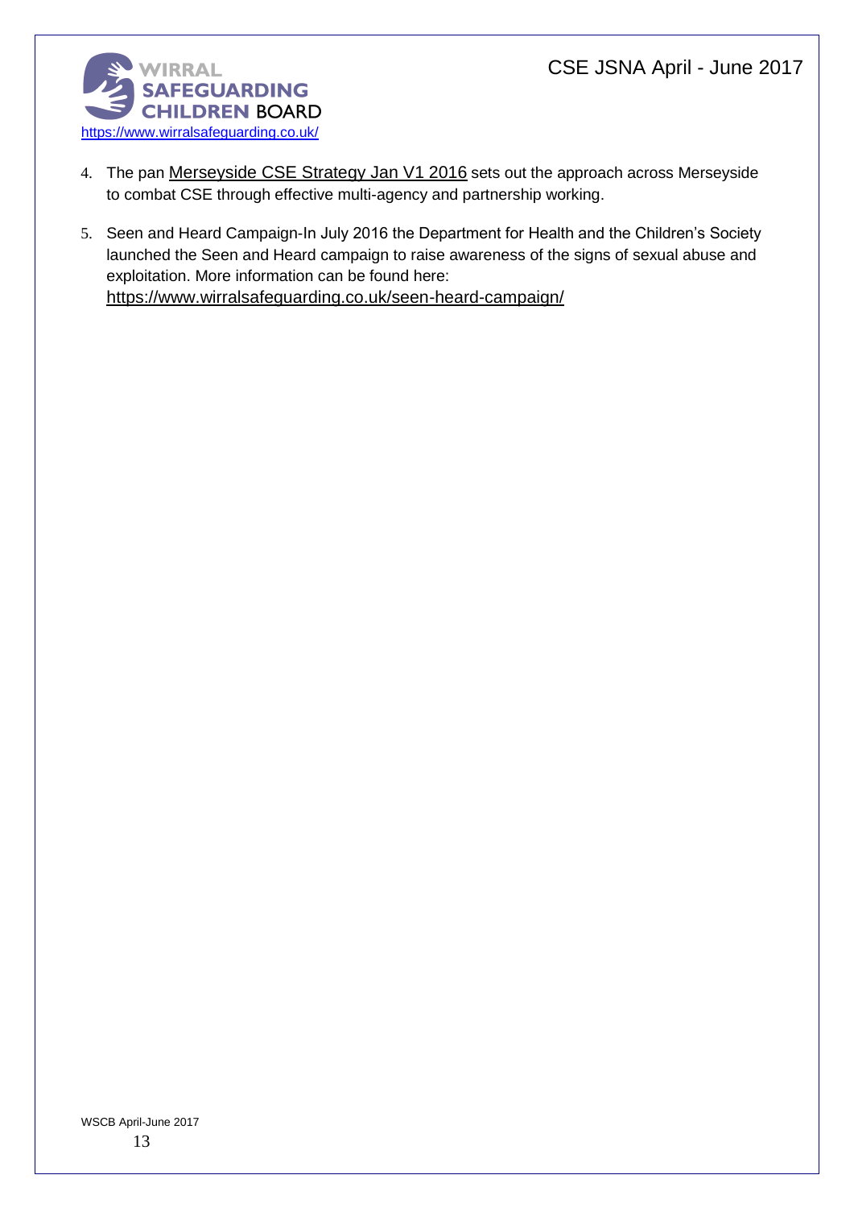4. The pan Merseyside CSE Strategy Jan V1 2016 sets out the approach across Merseyside to combat CSE through effective multi-agency and partnership working.

5. Seen and Heard Campaign-In July 2016 the Department for Health and the Children's Society launched the Seen and Heard campaign to raise awareness of the signs of sexual abuse and exploitation. More information can be found here: https://www.wirralsafeguarding.co.uk/seen-heard-campaign/